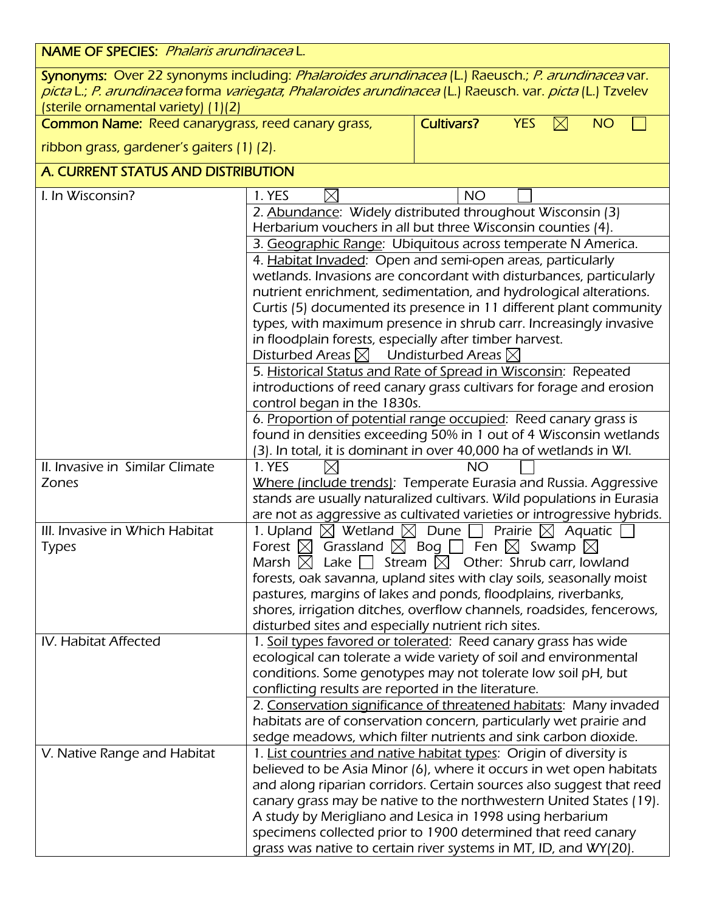| **NAME OF SPECIES:** *Phalaris arundinacea* L. | | |
|---|---|---|
| **Synonyms:** Over 22 synonyms including: *Phalaroides arundinacea* (L.) Raeusch.; *P. arundinacea* var. *picta* L.; *P. arundinacea* forma *variegata*; *Phalaroides arundinacea* (L.) Raeusch. var. *picta* (L.) Tzvelev (sterile ornamental variety) (1)(2) | | |
| **Common Name:** Reed canarygrass, reed canary grass, ribbon grass, gardener's gaiters (1) (2). | | **Cultivars?** YES ☒ NO ☐ |
| **A. CURRENT STATUS AND DISTRIBUTION** | | |
| I. In Wisconsin? | 1. YES ☒ NO ☐ | |
| | 2. Abundance: Widely distributed throughout Wisconsin (3) Herbarium vouchers in all but three Wisconsin counties (4). | |
| | 3. Geographic Range: Ubiquitous across temperate N America. | |
| | 4. Habitat Invaded: Open and semi-open areas, particularly wetlands. Invasions are concordant with disturbances, particularly nutrient enrichment, sedimentation, and hydrological alterations. Curtis (5) documented its presence in 11 different plant community types, with maximum presence in shrub carr. Increasingly invasive in floodplain forests, especially after timber harvest. Disturbed Areas ☒ Undisturbed Areas ☒ | |
| | 5. Historical Status and Rate of Spread in Wisconsin: Repeated introductions of reed canary grass cultivars for forage and erosion control began in the 1830s. | |
| | 6. Proportion of potential range occupied: Reed canary grass is found in densities exceeding 50% in 1 out of 4 Wisconsin wetlands (3). In total, it is dominant in over 40,000 ha of wetlands in WI. | |
| II. Invasive in Similar Climate Zones | 1. YES ☒ NO ☐ Where (include trends): Temperate Eurasia and Russia. Aggressive stands are usually naturalized cultivars. Wild populations in Eurasia are not as aggressive as cultivated varieties or introgressive hybrids. | |
| III. Invasive in Which Habitat Types | 1. Upland ☒ Wetland ☒ Dune ☐ Prairie ☒ Aquatic ☐ Forest ☒ Grassland ☒ Bog ☐ Fen ☒ Swamp ☒ Marsh ☒ Lake ☐ Stream ☒ Other: Shrub carr, lowland forests, oak savanna, upland sites with clay soils, seasonally moist pastures, margins of lakes and ponds, floodplains, riverbanks, shores, irrigation ditches, overflow channels, roadsides, fencerows, disturbed sites and especially nutrient rich sites. | |
| IV. Habitat Affected | 1. Soil types favored or tolerated: Reed canary grass has wide ecological can tolerate a wide variety of soil and environmental conditions. Some genotypes may not tolerate low soil pH, but conflicting results are reported in the literature. | |
| | 2. Conservation significance of threatened habitats: Many invaded habitats are of conservation concern, particularly wet prairie and sedge meadows, which filter nutrients and sink carbon dioxide. | |
| V. Native Range and Habitat | 1. List countries and native habitat types: Origin of diversity is believed to be Asia Minor (6), where it occurs in wet open habitats and along riparian corridors. Certain sources also suggest that reed canary grass may be native to the northwestern United States (19). A study by Merigliano and Lesica in 1998 using herbarium specimens collected prior to 1900 determined that reed canary grass was native to certain river systems in MT, ID, and WY(20). | |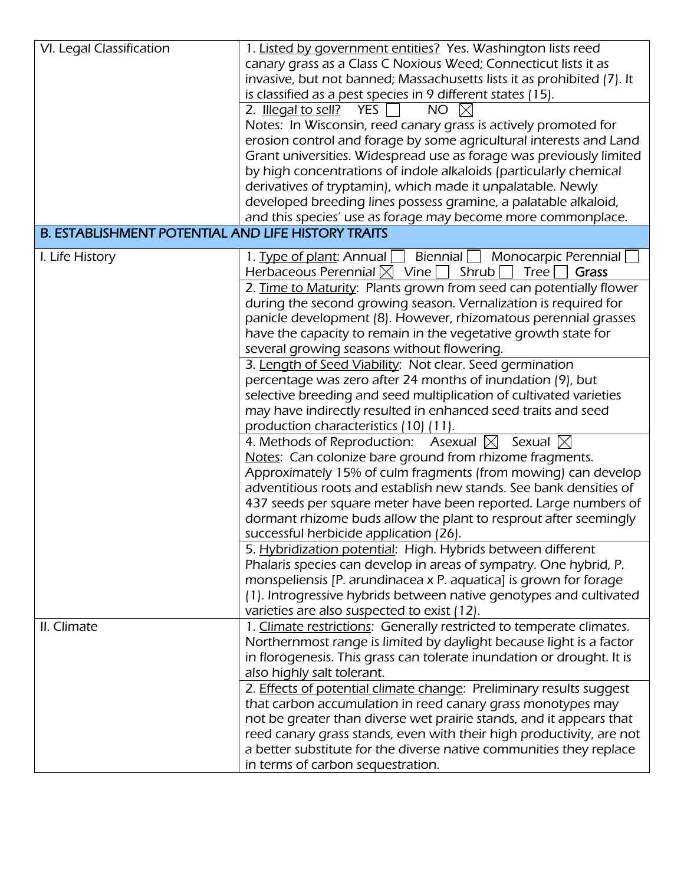| | |
|---|---|
| VI. Legal Classification | 1. Listed by government entities? Yes. Washington lists reed canary grass as a Class C Noxious Weed; Connecticut lists it as invasive, but not banned; Massachusetts lists it as prohibited (7). It is classified as a pest species in 9 different states (15). |
| | 2. Illegal to sell? YES ☐ NO ☒<br>Notes: In Wisconsin, reed canary grass is actively promoted for erosion control and forage by some agricultural interests and Land Grant universities. Widespread use as forage was previously limited by high concentrations of indole alkaloids (particularly chemical derivatives of tryptamin), which made it unpalatable. Newly developed breeding lines possess gramine, a palatable alkaloid, and this species' use as forage may become more commonplace. |
| **B. ESTABLISHMENT POTENTIAL AND LIFE HISTORY TRAITS** | |
| I. Life History | 1. Type of plant: Annual ☐ Biennial ☐ Monocarpic Perennial ☐ Herbaceous Perennial ☒ Vine ☐ Shrub ☐ Tree ☐ **Grass** |
| | 2. Time to Maturity: Plants grown from seed can potentially flower during the second growing season. Vernalization is required for panicle development (8). However, rhizomatous perennial grasses have the capacity to remain in the vegetative growth state for several growing seasons without flowering. |
| | 3. Length of Seed Viability: Not clear. Seed germination percentage was zero after 24 months of inundation (9), but selective breeding and seed multiplication of cultivated varieties may have indirectly resulted in enhanced seed traits and seed production characteristics (10) (11). |
| | 4. Methods of Reproduction: Asexual ☒ Sexual ☒<br>Notes: Can colonize bare ground from rhizome fragments. Approximately 15% of culm fragments (from mowing) can develop adventitious roots and establish new stands. See bank densities of 437 seeds per square meter have been reported. Large numbers of dormant rhizome buds allow the plant to resprout after seemingly successful herbicide application (26). |
| | 5. Hybridization potential: High. Hybrids between different Phalaris species can develop in areas of sympatry. One hybrid, P. monspeliensis [P. arundinacea x P. aquatica] is grown for forage (1). Introgressive hybrids between native genotypes and cultivated varieties are also suspected to exist (12). |
| II. Climate | 1. Climate restrictions: Generally restricted to temperate climates. Northernmost range is limited by daylight because light is a factor in florogenesis. This grass can tolerate inundation or drought. It is also highly salt tolerant. |
| | 2. Effects of potential climate change: Preliminary results suggest that carbon accumulation in reed canary grass monotypes may not be greater than diverse wet prairie stands, and it appears that reed canary grass stands, even with their high productivity, are not a better substitute for the diverse native communities they replace in terms of carbon sequestration. |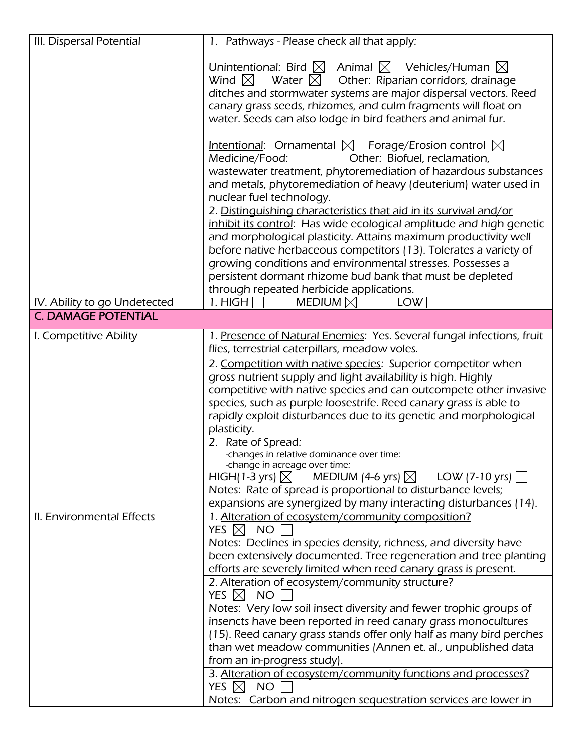| | |
|---|---|
| III. Dispersal Potential | 1. Pathways - Please check all that apply:<br><br>Unintentional: Bird ☒ Animal ☒ Vehicles/Human ☒<br>Wind ☒ Water ☒ Other: Riparian corridors, drainage ditches and stormwater systems are major dispersal vectors. Reed canary grass seeds, rhizomes, and culm fragments will float on water. Seeds can also lodge in bird feathers and animal fur.<br><br>Intentional: Ornamental ☒ Forage/Erosion control ☒<br>Medicine/Food: Other: Biofuel, reclamation, wastewater treatment, phytoremediation of hazardous substances and metals, phytoremediation of heavy (deuterium) water used in nuclear fuel technology. |
| | 2. Distinguishing characteristics that aid in its survival and/or inhibit its control: Has wide ecological amplitude and high genetic and morphological plasticity. Attains maximum productivity well before native herbaceous competitors (13). Tolerates a variety of growing conditions and environmental stresses. Possesses a persistent dormant rhizome bud bank that must be depleted through repeated herbicide applications. |
| IV. Ability to go Undetected | 1. HIGH ☐ MEDIUM ☒ LOW ☐ |
| **C. DAMAGE POTENTIAL** | |
| I. Competitive Ability | 1. Presence of Natural Enemies: Yes. Several fungal infections, fruit flies, terrestrial caterpillars, meadow voles. |
| | 2. Competition with native species: Superior competitor when gross nutrient supply and light availability is high. Highly competitive with native species and can outcompete other invasive species, such as purple loosestrife. Reed canary grass is able to rapidly exploit disturbances due to its genetic and morphological plasticity. |
| | 2. Rate of Spread:<br>-changes in relative dominance over time:<br>-change in acreage over time:<br>HIGH(1-3 yrs) ☒ MEDIUM (4-6 yrs) ☒ LOW (7-10 yrs) ☐<br>Notes: Rate of spread is proportional to disturbance levels; expansions are synergized by many interacting disturbances (14). |
| II. Environmental Effects | 1. Alteration of ecosystem/community composition?<br>YES ☒ NO ☐<br>Notes: Declines in species density, richness, and diversity have been extensively documented. Tree regeneration and tree planting efforts are severely limited when reed canary grass is present. |
| | 2. Alteration of ecosystem/community structure?<br>YES ☒ NO ☐<br>Notes: Very low soil insect diversity and fewer trophic groups of insencts have been reported in reed canary grass monocultures (15). Reed canary grass stands offer only half as many bird perches than wet meadow communities (Annen et. al., unpublished data from an in-progress study). |
| | 3. Alteration of ecosystem/community functions and processes?<br>YES ☒ NO ☐<br>Notes: Carbon and nitrogen sequestration services are lower in |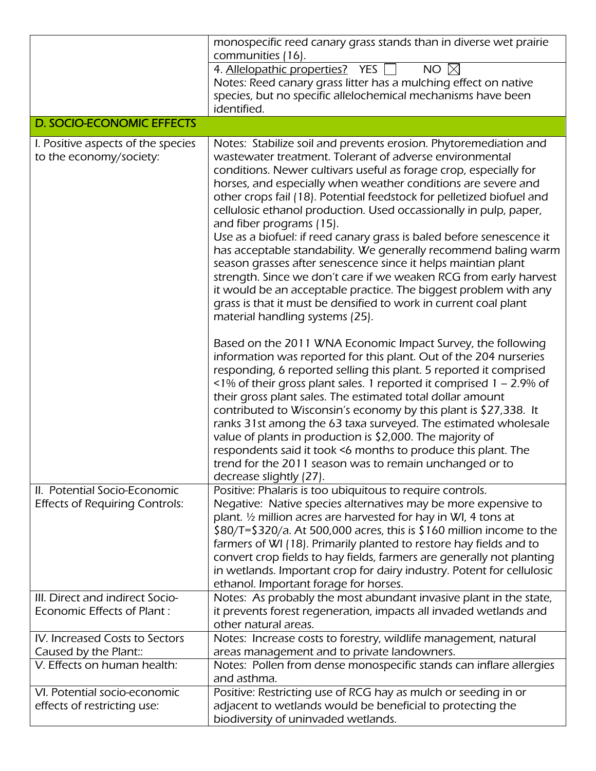| | |
|---|---|
| | monospecific reed canary grass stands than in diverse wet prairie communities (16). |
| | 4. Allelopathic properties? YES ☐ NO ☒<br>Notes: Reed canary grass litter has a mulching effect on native species, but no specific allelochemical mechanisms have been identified. |
| **D. SOCIO-ECONOMIC EFFECTS** | |
| I. Positive aspects of the species to the economy/society: | Notes: Stabilize soil and prevents erosion. Phytoremediation and wastewater treatment. Tolerant of adverse environmental conditions. Newer cultivars useful as forage crop, especially for horses, and especially when weather conditions are severe and other crops fail (18). Potential feedstock for pelletized biofuel and cellulosic ethanol production. Used occassionally in pulp, paper, and fiber programs (15).<br>Use as a biofuel: if reed canary grass is baled before senescence it has acceptable standability. We generally recommend baling warm season grasses after senescence since it helps maintian plant strength. Since we don't care if we weaken RCG from early harvest it would be an acceptable practice. The biggest problem with any grass is that it must be densified to work in current coal plant material handling systems (25).<br><br>Based on the 2011 WNA Economic Impact Survey, the following information was reported for this plant. Out of the 204 nurseries responding, 6 reported selling this plant. 5 reported it comprised <1% of their gross plant sales. 1 reported it comprised 1 – 2.9% of their gross plant sales. The estimated total dollar amount contributed to Wisconsin's economy by this plant is $27,338. It ranks 31st among the 63 taxa surveyed. The estimated wholesale value of plants in production is $2,000. The majority of respondents said it took <6 months to produce this plant. The trend for the 2011 season was to remain unchanged or to decrease slightly (27). |
| II. Potential Socio-Economic Effects of Requiring Controls: | Positive: Phalaris is too ubiquitous to require controls.<br>Negative: Native species alternatives may be more expensive to plant. ½ million acres are harvested for hay in WI, 4 tons at $80/T=$320/a. At 500,000 acres, this is $160 million income to the farmers of WI (18). Primarily planted to restore hay fields and to convert crop fields to hay fields, farmers are generally not planting in wetlands. Important crop for dairy industry. Potent for cellulosic ethanol. Important forage for horses. |
| III. Direct and indirect Socio-Economic Effects of Plant : | Notes: As probably the most abundant invasive plant in the state, it prevents forest regeneration, impacts all invaded wetlands and other natural areas. |
| IV. Increased Costs to Sectors Caused by the Plant:: | Notes: Increase costs to forestry, wildlife management, natural areas management and to private landowners. |
| V. Effects on human health: | Notes: Pollen from dense monospecific stands can inflare allergies and asthma. |
| VI. Potential socio-economic effects of restricting use: | Positive: Restricting use of RCG hay as mulch or seeding in or adjacent to wetlands would be beneficial to protecting the biodiversity of uninvaded wetlands. |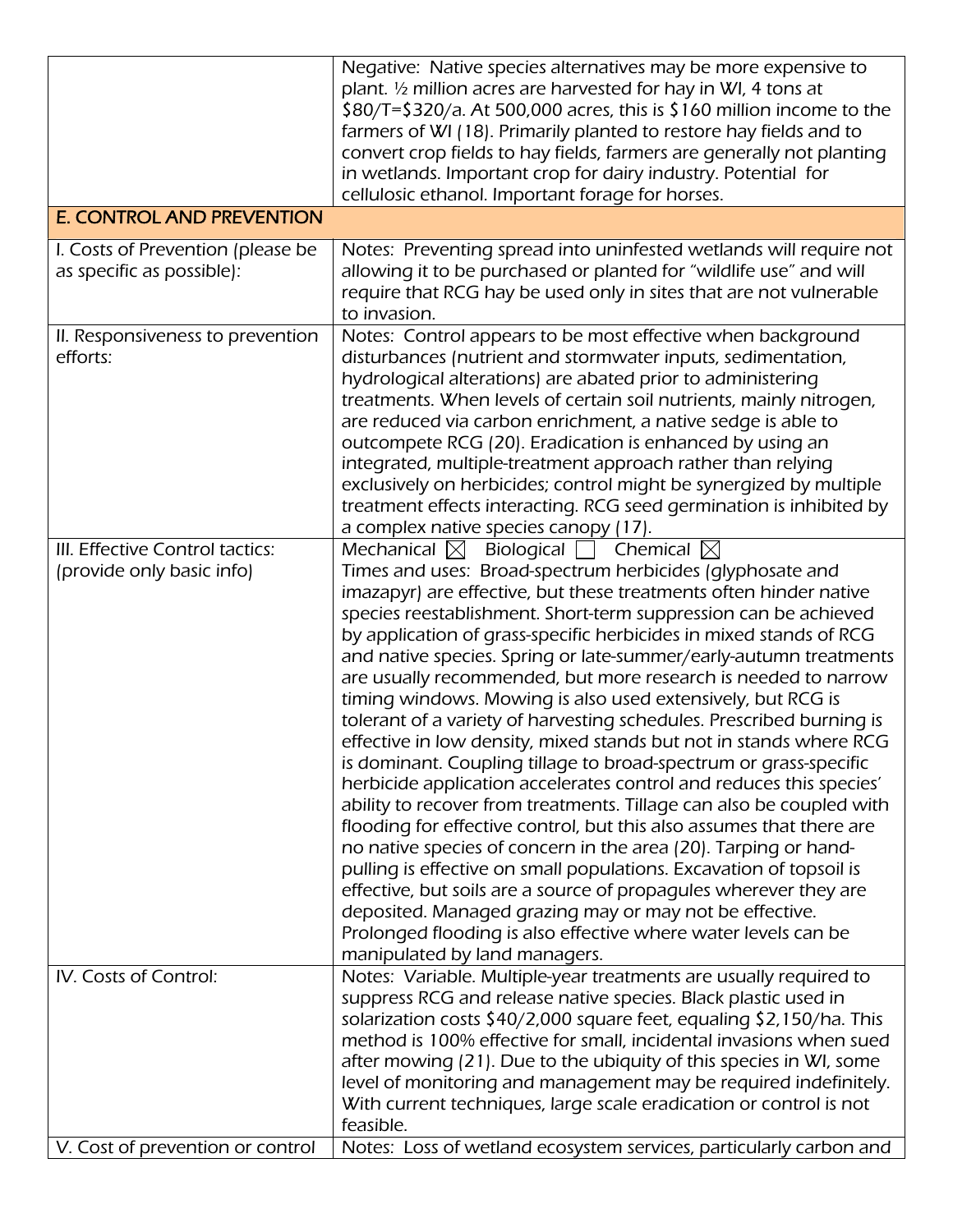| | |
|---|---|
| | Negative: Native species alternatives may be more expensive to plant. ½ million acres are harvested for hay in WI, 4 tons at $80/T=$320/a. At 500,000 acres, this is $160 million income to the farmers of WI (18). Primarily planted to restore hay fields and to convert crop fields to hay fields, farmers are generally not planting in wetlands. Important crop for dairy industry. Potential for cellulosic ethanol. Important forage for horses. |
| **E. CONTROL AND PREVENTION** | |
| I. Costs of Prevention (please be as specific as possible): | Notes: Preventing spread into uninfested wetlands will require not allowing it to be purchased or planted for "wildlife use" and will require that RCG hay be used only in sites that are not vulnerable to invasion. |
| II. Responsiveness to prevention efforts: | Notes: Control appears to be most effective when background disturbances (nutrient and stormwater inputs, sedimentation, hydrological alterations) are abated prior to administering treatments. When levels of certain soil nutrients, mainly nitrogen, are reduced via carbon enrichment, a native sedge is able to outcompete RCG (20). Eradication is enhanced by using an integrated, multiple-treatment approach rather than relying exclusively on herbicides; control might be synergized by multiple treatment effects interacting. RCG seed germination is inhibited by a complex native species canopy (17). |
| III. Effective Control tactics: (provide only basic info) | Mechanical ☒ Biological ☐ Chemical ☒<br>Times and uses: Broad-spectrum herbicides (glyphosate and imazapyr) are effective, but these treatments often hinder native species reestablishment. Short-term suppression can be achieved by application of grass-specific herbicides in mixed stands of RCG and native species. Spring or late-summer/early-autumn treatments are usually recommended, but more research is needed to narrow timing windows. Mowing is also used extensively, but RCG is tolerant of a variety of harvesting schedules. Prescribed burning is effective in low density, mixed stands but not in stands where RCG is dominant. Coupling tillage to broad-spectrum or grass-specific herbicide application accelerates control and reduces this species' ability to recover from treatments. Tillage can also be coupled with flooding for effective control, but this also assumes that there are no native species of concern in the area (20). Tarping or hand-pulling is effective on small populations. Excavation of topsoil is effective, but soils are a source of propagules wherever they are deposited. Managed grazing may or may not be effective. Prolonged flooding is also effective where water levels can be manipulated by land managers. |
| IV. Costs of Control: | Notes: Variable. Multiple-year treatments are usually required to suppress RCG and release native species. Black plastic used in solarization costs $40/2,000 square feet, equaling $2,150/ha. This method is 100% effective for small, incidental invasions when sued after mowing (21). Due to the ubiquity of this species in WI, some level of monitoring and management may be required indefinitely. With current techniques, large scale eradication or control is not feasible. |
| V. Cost of prevention or control | Notes: Loss of wetland ecosystem services, particularly carbon and |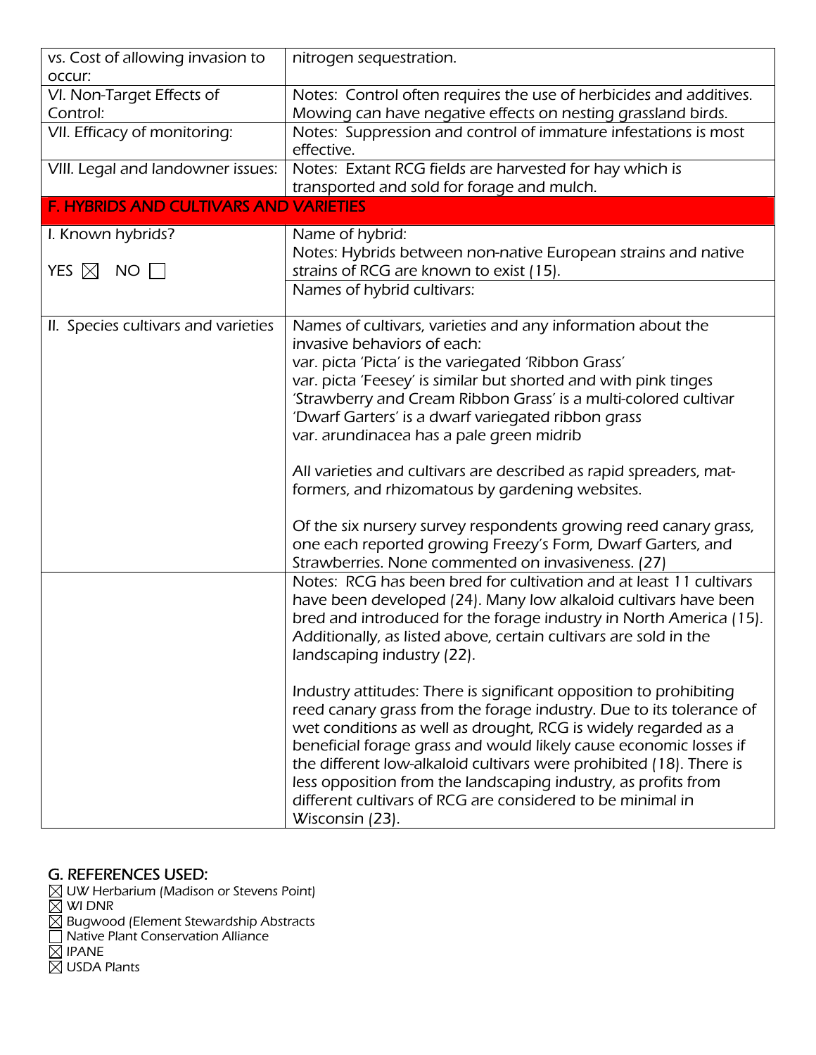| | |
|---|---|
| vs. Cost of allowing invasion to occur: | nitrogen sequestration. |
| VI. Non-Target Effects of Control: | Notes: Control often requires the use of herbicides and additives. Mowing can have negative effects on nesting grassland birds. |
| VII. Efficacy of monitoring: | Notes: Suppression and control of immature infestations is most effective. |
| VIII. Legal and landowner issues: | Notes: Extant RCG fields are harvested for hay which is transported and sold for forage and mulch. |
| **F. HYBRIDS AND CULTIVARS AND VARIETIES** | |
| I. Known hybrids?<br><br>YES ☒ NO ☐ | Name of hybrid:<br>Notes: Hybrids between non-native European strains and native strains of RCG are known to exist (15). |
| | Names of hybrid cultivars: |
| II. Species cultivars and varieties | Names of cultivars, varieties and any information about the invasive behaviors of each:<br>var. picta 'Picta' is the variegated 'Ribbon Grass'<br>var. picta 'Feesey' is similar but shorted and with pink tinges<br>'Strawberry and Cream Ribbon Grass' is a multi-colored cultivar<br>'Dwarf Garters' is a dwarf variegated ribbon grass<br>var. arundinacea has a pale green midrib<br><br>All varieties and cultivars are described as rapid spreaders, mat-formers, and rhizomatous by gardening websites.<br><br>Of the six nursery survey respondents growing reed canary grass, one each reported growing Freezy's Form, Dwarf Garters, and Strawberries. None commented on invasiveness. (27) |
| | Notes: RCG has been bred for cultivation and at least 11 cultivars have been developed (24). Many low alkaloid cultivars have been bred and introduced for the forage industry in North America (15). Additionally, as listed above, certain cultivars are sold in the landscaping industry (22).<br><br>Industry attitudes: There is significant opposition to prohibiting reed canary grass from the forage industry. Due to its tolerance of wet conditions as well as drought, RCG is widely regarded as a beneficial forage grass and would likely cause economic losses if the different low-alkaloid cultivars were prohibited (18). There is less opposition from the landscaping industry, as profits from different cultivars of RCG are considered to be minimal in Wisconsin (23). |

## G. REFERENCES USED:

☒ UW Herbarium (Madison or Stevens Point)
☒ WI DNR
☒ Bugwood (Element Stewardship Abstracts
☐ Native Plant Conservation Alliance
☒ IPANE
☒ USDA Plants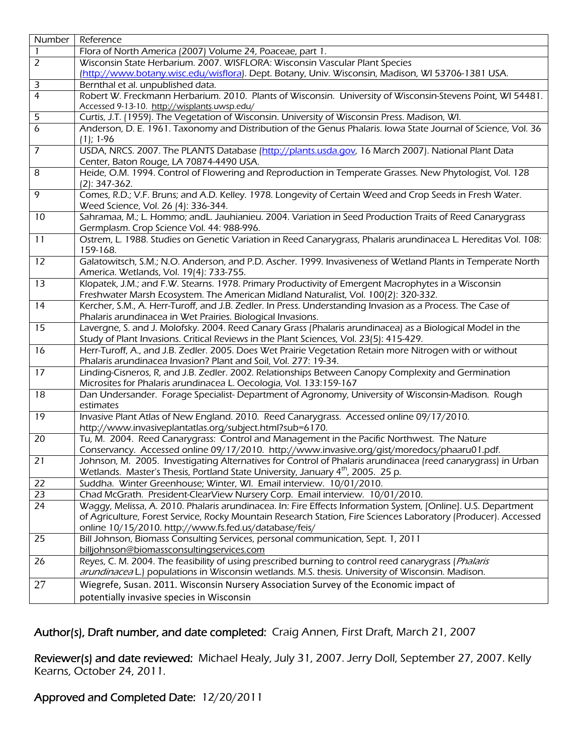| Number | Reference |
|---|---|
| 1 | Flora of North America (2007) Volume 24, Poaceae, part 1. |
| 2 | Wisconsin State Herbarium. 2007. WISFLORA: Wisconsin Vascular Plant Species (http://www.botany.wisc.edu/wisflora). Dept. Botany, Univ. Wisconsin, Madison, WI 53706-1381 USA. |
| 3 | Bernthal et al. unpublished data. |
| 4 | Robert W. Freckmann Herbarium. 2010. Plants of Wisconsin. University of Wisconsin-Stevens Point, WI 54481. Accessed 9-13-10. http://wisplants.uwsp.edu/ |
| 5 | Curtis, J.T. (1959). The Vegetation of Wisconsin. University of Wisconsin Press. Madison, WI. |
| 6 | Anderson, D. E. 1961. Taxonomy and Distribution of the Genus Phalaris. Iowa State Journal of Science, Vol. 36 (1); 1-96 |
| 7 | USDA, NRCS. 2007. The PLANTS Database (http://plants.usda.gov, 16 March 2007). National Plant Data Center, Baton Rouge, LA 70874-4490 USA. |
| 8 | Heide, O.M. 1994. Control of Flowering and Reproduction in Temperate Grasses. New Phytologist, Vol. 128 (2): 347-362. |
| 9 | Comes, R.D.; V.F. Bruns; and A.D. Kelley. 1978. Longevity of Certain Weed and Crop Seeds in Fresh Water. Weed Science, Vol. 26 (4): 336-344. |
| 10 | Sahramaa, M.; L. Hommo; andL. Jauhianieu. 2004. Variation in Seed Production Traits of Reed Canarygrass Germplasm. Crop Science Vol. 44: 988-996. |
| 11 | Ostrem, L. 1988. Studies on Genetic Variation in Reed Canarygrass, Phalaris arundinacea L. Hereditas Vol. 108: 159-168. |
| 12 | Galatowitsch, S.M.; N.O. Anderson, and P.D. Ascher. 1999. Invasiveness of Wetland Plants in Temperate North America. Wetlands, Vol. 19(4): 733-755. |
| 13 | Klopatek, J.M.; and F.W. Stearns. 1978. Primary Productivity of Emergent Macrophytes in a Wisconsin Freshwater Marsh Ecosystem. The American Midland Naturalist, Vol. 100(2): 320-332. |
| 14 | Kercher, S.M., A. Herr-Turoff, and J.B. Zedler. In Press. Understanding Invasion as a Process. The Case of Phalaris arundinacea in Wet Prairies. Biological Invasions. |
| 15 | Lavergne, S. and J. Molofsky. 2004. Reed Canary Grass (Phalaris arundinacea) as a Biological Model in the Study of Plant Invasions. Critical Reviews in the Plant Sciences, Vol. 23(5): 415-429. |
| 16 | Herr-Turoff, A., and J.B. Zedler. 2005. Does Wet Prairie Vegetation Retain more Nitrogen with or without Phalaris arundinacea Invasion? Plant and Soil, Vol. 277: 19-34. |
| 17 | Linding-Cisneros, R, and J.B. Zedler. 2002. Relationships Between Canopy Complexity and Germination Microsites for Phalaris arundinacea L. Oecologia, Vol. 133:159-167 |
| 18 | Dan Undersander. Forage Specialist- Department of Agronomy, University of Wisconsin-Madison. Rough estimates |
| 19 | Invasive Plant Atlas of New England. 2010. Reed Canarygrass. Accessed online 09/17/2010. http://www.invasiveplantatlas.org/subject.html?sub=6170. |
| 20 | Tu, M. 2004. Reed Canarygrass: Control and Management in the Pacific Northwest. The Nature Conservancy. Accessed online 09/17/2010. http://www.invasive.org/gist/moredocs/phaaru01.pdf. |
| 21 | Johnson, M. 2005. Investigating Alternatives for Control of Phalaris arundinacea (reed canarygrass) in Urban Wetlands. Master's Thesis, Portland State University, January 4th, 2005. 25 p. |
| 22 | Suddha. Winter Greenhouse; Winter, WI. Email interview. 10/01/2010. |
| 23 | Chad McGrath. President-ClearView Nursery Corp. Email interview. 10/01/2010. |
| 24 | Waggy, Melissa, A. 2010. Phalaris arundinacea. In: Fire Effects Information System, [Online]. U.S. Department of Agriculture, Forest Service, Rocky Mountain Research Station, Fire Sciences Laboratory (Producer). Accessed online 10/15/2010. http://www.fs.fed.us/database/feis/ |
| 25 | Bill Johnson, Biomass Consulting Services, personal communication, Sept. 1, 2011 billjohnson@biomassconsultingservices.com |
| 26 | Reyes, C. M. 2004. The feasibility of using prescribed burning to control reed canarygrass (*Phalaris arundinacea* L.) populations in Wisconsin wetlands. M.S. thesis. University of Wisconsin. Madison. |
| 27 | Wiegrefe, Susan. 2011. Wisconsin Nursery Association Survey of the Economic impact of potentially invasive species in Wisconsin |

**Author(s), Draft number, and date completed:** Craig Annen, First Draft, March 21, 2007

**Reviewer(s) and date reviewed:** Michael Healy, July 31, 2007. Jerry Doll, September 27, 2007. Kelly Kearns, October 24, 2011.

**Approved and Completed Date:** 12/20/2011